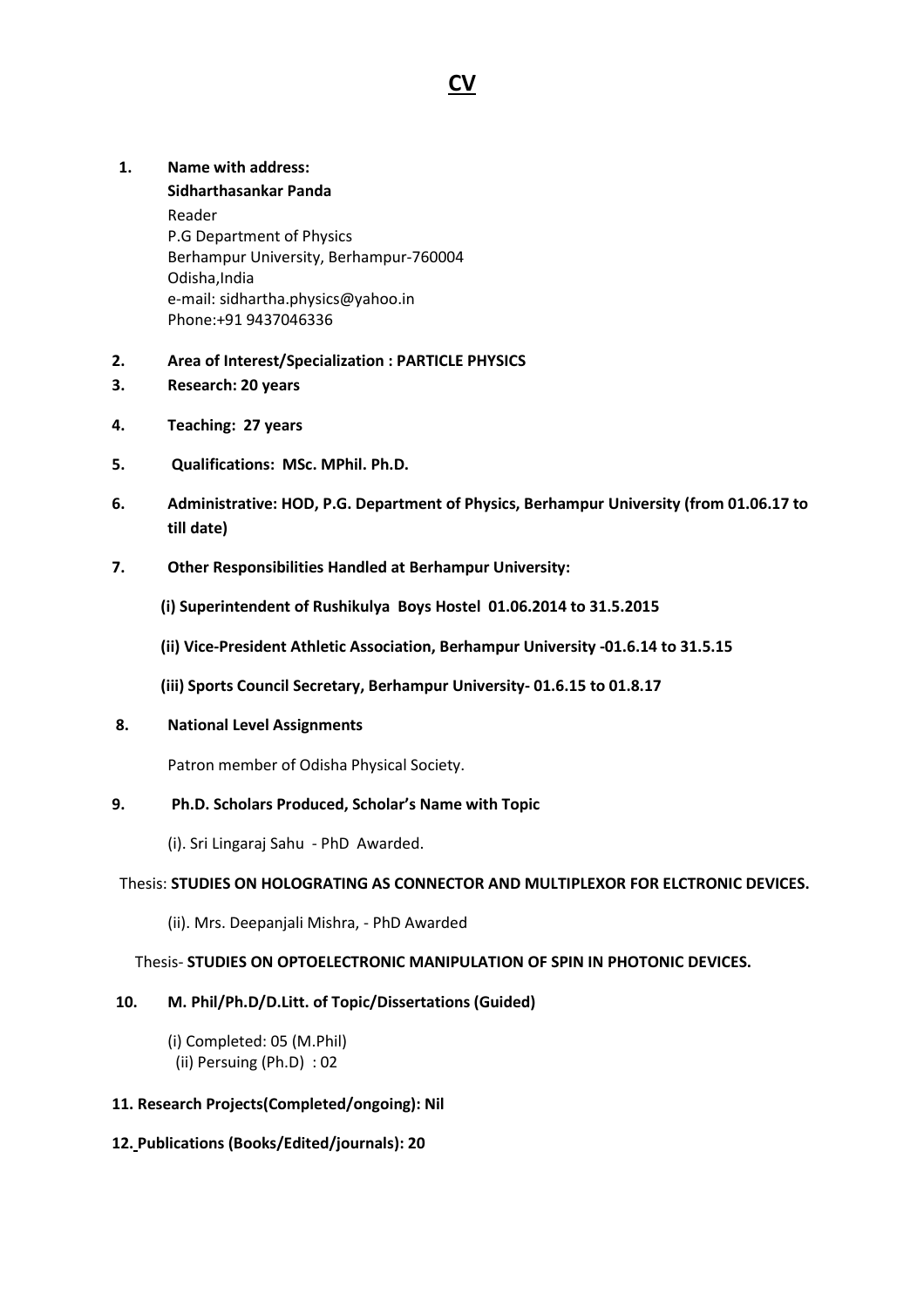# CV

1. **Name with address:**
   **Sidharthasankar Panda**
   Reader
   P.G Department of Physics
   Berhampur University, Berhampur-760004
   Odisha,India
   e-mail: sidhartha.physics@yahoo.in
   Phone:+91 9437046336

2. **Area of Interest/Specialization : PARTICLE PHYSICS**
3. **Research: 20 years**
4. **Teaching: 27 years**
5. **Qualifications: MSc. MPhil. Ph.D.**
6. **Administrative: HOD, P.G. Department of Physics, Berhampur University (from 01.06.17 to till date)**
7. **Other Responsibilities Handled at Berhampur University:**

   **(i) Superintendent of Rushikulya Boys Hostel 01.06.2014 to 31.5.2015**

   **(ii) Vice-President Athletic Association, Berhampur University -01.6.14 to 31.5.15**

   **(iii) Sports Council Secretary, Berhampur University- 01.6.15 to 01.8.17**

8. **National Level Assignments**

   Patron member of Odisha Physical Society.

9. **Ph.D. Scholars Produced, Scholar's Name with Topic**

   (i). Sri Lingaraj Sahu - PhD Awarded.

   Thesis: **STUDIES ON HOLOGRATING AS CONNECTOR AND MULTIPLEXOR FOR ELCTRONIC DEVICES.**

   (ii). Mrs. Deepanjali Mishra, - PhD Awarded

   Thesis- **STUDIES ON OPTOELECTRONIC MANIPULATION OF SPIN IN PHOTONIC DEVICES.**

10. **M. Phil/Ph.D/D.Litt. of Topic/Dissertations (Guided)**

    (i) Completed: 05 (M.Phil)
    (ii) Persuing (Ph.D) : 02

11. **Research Projects(Completed/ongoing): Nil**

12. **Publications (Books/Edited/journals): 20**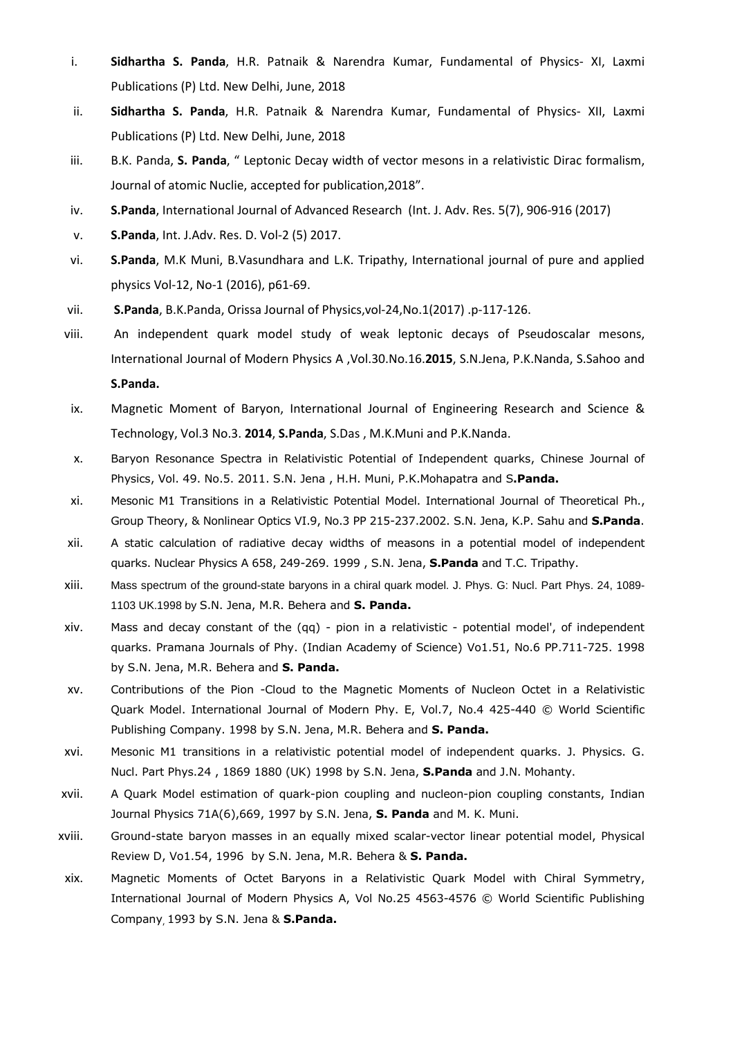i. **Sidhartha S. Panda**, H.R. Patnaik & Narendra Kumar, Fundamental of Physics- XI, Laxmi Publications (P) Ltd. New Delhi, June, 2018

ii. **Sidhartha S. Panda**, H.R. Patnaik & Narendra Kumar, Fundamental of Physics- XII, Laxmi Publications (P) Ltd. New Delhi, June, 2018

iii. B.K. Panda, **S. Panda**, " Leptonic Decay width of vector mesons in a relativistic Dirac formalism, Journal of atomic Nuclie, accepted for publication,2018".

iv. **S.Panda**, International Journal of Advanced Research (Int. J. Adv. Res. 5(7), 906-916 (2017)

v. **S.Panda**, Int. J.Adv. Res. D. Vol-2 (5) 2017.

vi. **S.Panda**, M.K Muni, B.Vasundhara and L.K. Tripathy, International journal of pure and applied physics Vol-12, No-1 (2016), p61-69.

vii. **S.Panda**, B.K.Panda, Orissa Journal of Physics,vol-24,No.1(2017) .p-117-126.

viii. An independent quark model study of weak leptonic decays of Pseudoscalar mesons, International Journal of Modern Physics A ,Vol.30.No.16.**2015**, S.N.Jena, P.K.Nanda, S.Sahoo and **S.Panda.**

ix. Magnetic Moment of Baryon, International Journal of Engineering Research and Science & Technology, Vol.3 No.3. **2014**, **S.Panda**, S.Das , M.K.Muni and P.K.Nanda.

x. Baryon Resonance Spectra in Relativistic Potential of Independent quarks, Chinese Journal of Physics, Vol. 49. No.5. 2011. S.N. Jena , H.H. Muni, P.K.Mohapatra and S**.Panda.**

xi. Mesonic M1 Transitions in a Relativistic Potential Model. International Journal of Theoretical Ph., Group Theory, & Nonlinear Optics VI.9, No.3 PP 215-237.2002. S.N. Jena, K.P. Sahu and **S.Panda**.

xii. A static calculation of radiative decay widths of measons in a potential model of independent quarks. Nuclear Physics A 658, 249-269. 1999 , S.N. Jena, **S.Panda** and T.C. Tripathy.

xiii. Mass spectrum of the ground-state baryons in a chiral quark model. J. Phys. G: Nucl. Part Phys. 24, 1089-1103 UK.1998 by S.N. Jena, M.R. Behera and **S. Panda.**

xiv. Mass and decay constant of the (qq) - pion in a relativistic - potential model', of independent quarks. Pramana Journals of Phy. (Indian Academy of Science) Vo1.51, No.6 PP.711-725. 1998 by S.N. Jena, M.R. Behera and **S. Panda.**

xv. Contributions of the Pion -Cloud to the Magnetic Moments of Nucleon Octet in a Relativistic Quark Model. International Journal of Modern Phy. E, Vol.7, No.4 425-440 © World Scientific Publishing Company. 1998 by S.N. Jena, M.R. Behera and **S. Panda.**

xvi. Mesonic M1 transitions in a relativistic potential model of independent quarks. J. Physics. G. Nucl. Part Phys.24 , 1869 1880 (UK) 1998 by S.N. Jena, **S.Panda** and J.N. Mohanty.

xvii. A Quark Model estimation of quark-pion coupling and nucleon-pion coupling constants, Indian Journal Physics 71A(6),669, 1997 by S.N. Jena, **S. Panda** and M. K. Muni.

xviii. Ground-state baryon masses in an equally mixed scalar-vector linear potential model, Physical Review D, Vo1.54, 1996 by S.N. Jena, M.R. Behera & **S. Panda.**

xix. Magnetic Moments of Octet Baryons in a Relativistic Quark Model with Chiral Symmetry, International Journal of Modern Physics A, Vol No.25 4563-4576 © World Scientific Publishing Company, 1993 by S.N. Jena & **S.Panda.**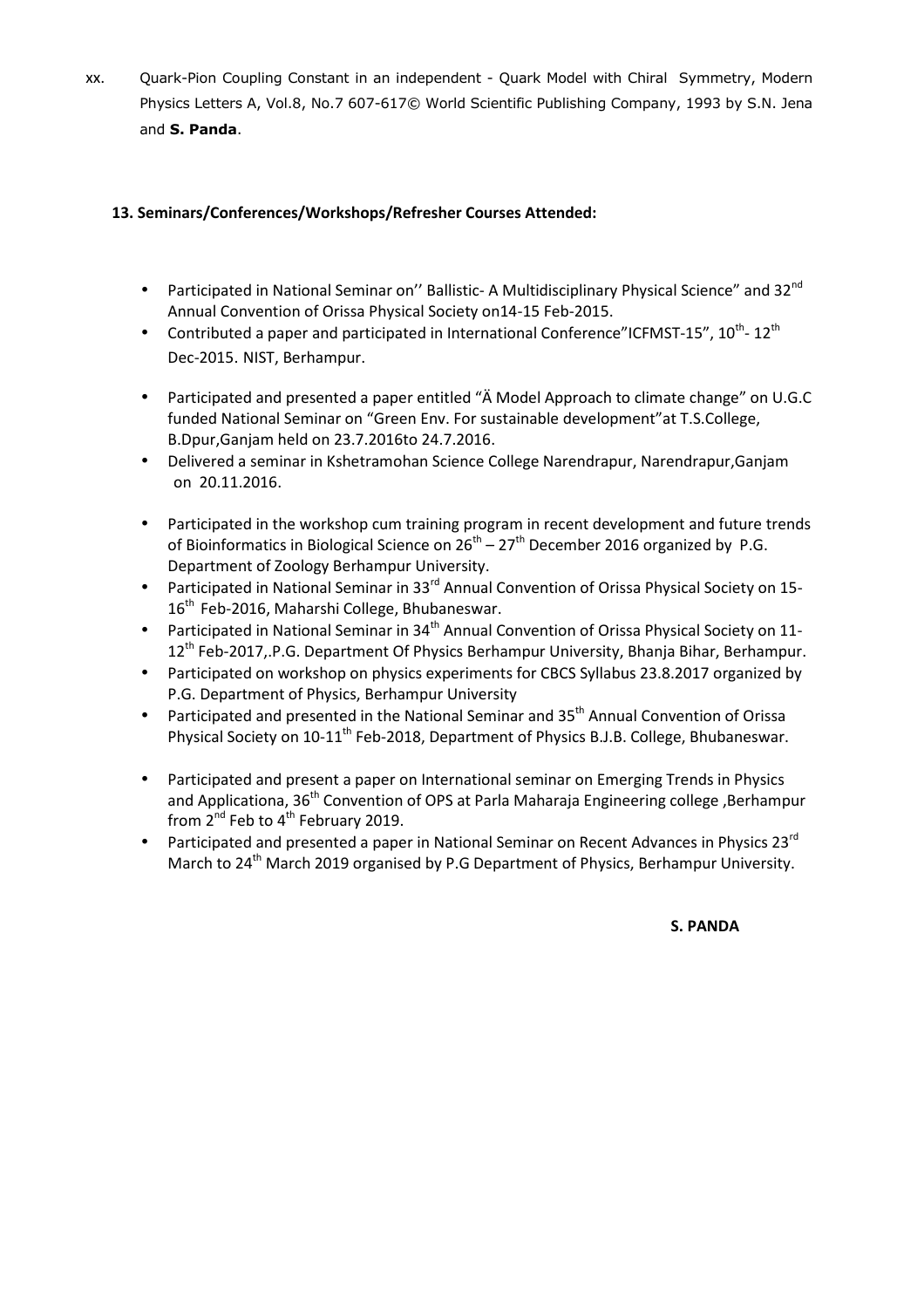xx. Quark-Pion Coupling Constant in an independent - Quark Model with Chiral Symmetry, Modern Physics Letters A, Vol.8, No.7 607-617© World Scientific Publishing Company, 1993 by S.N. Jena and **S. Panda**.

**13. Seminars/Conferences/Workshops/Refresher Courses Attended:**

- Participated in National Seminar on'' Ballistic- A Multidisciplinary Physical Science" and 32nd Annual Convention of Orissa Physical Society on14-15 Feb-2015.
- Contributed a paper and participated in International Conference"ICFMST-15", 10th- 12th Dec-2015. NIST, Berhampur.
- Participated and presented a paper entitled "Ä Model Approach to climate change" on U.G.C funded National Seminar on "Green Env. For sustainable development"at T.S.College, B.Dpur,Ganjam held on 23.7.2016to 24.7.2016.
- Delivered a seminar in Kshetramohan Science College Narendrapur, Narendrapur,Ganjam on 20.11.2016.
- Participated in the workshop cum training program in recent development and future trends of Bioinformatics in Biological Science on 26th – 27th December 2016 organized by P.G. Department of Zoology Berhampur University.
- Participated in National Seminar in 33rd Annual Convention of Orissa Physical Society on 15-16th Feb-2016, Maharshi College, Bhubaneswar.
- Participated in National Seminar in 34th Annual Convention of Orissa Physical Society on 11-12th Feb-2017,.P.G. Department Of Physics Berhampur University, Bhanja Bihar, Berhampur.
- Participated on workshop on physics experiments for CBCS Syllabus 23.8.2017 organized by P.G. Department of Physics, Berhampur University
- Participated and presented in the National Seminar and 35th Annual Convention of Orissa Physical Society on 10-11th Feb-2018, Department of Physics B.J.B. College, Bhubaneswar.
- Participated and present a paper on International seminar on Emerging Trends in Physics and Applicationa, 36th Convention of OPS at Parla Maharaja Engineering college ,Berhampur from 2nd Feb to 4th February 2019.
- Participated and presented a paper in National Seminar on Recent Advances in Physics 23rd March to 24th March 2019 organised by P.G Department of Physics, Berhampur University.

**S. PANDA**